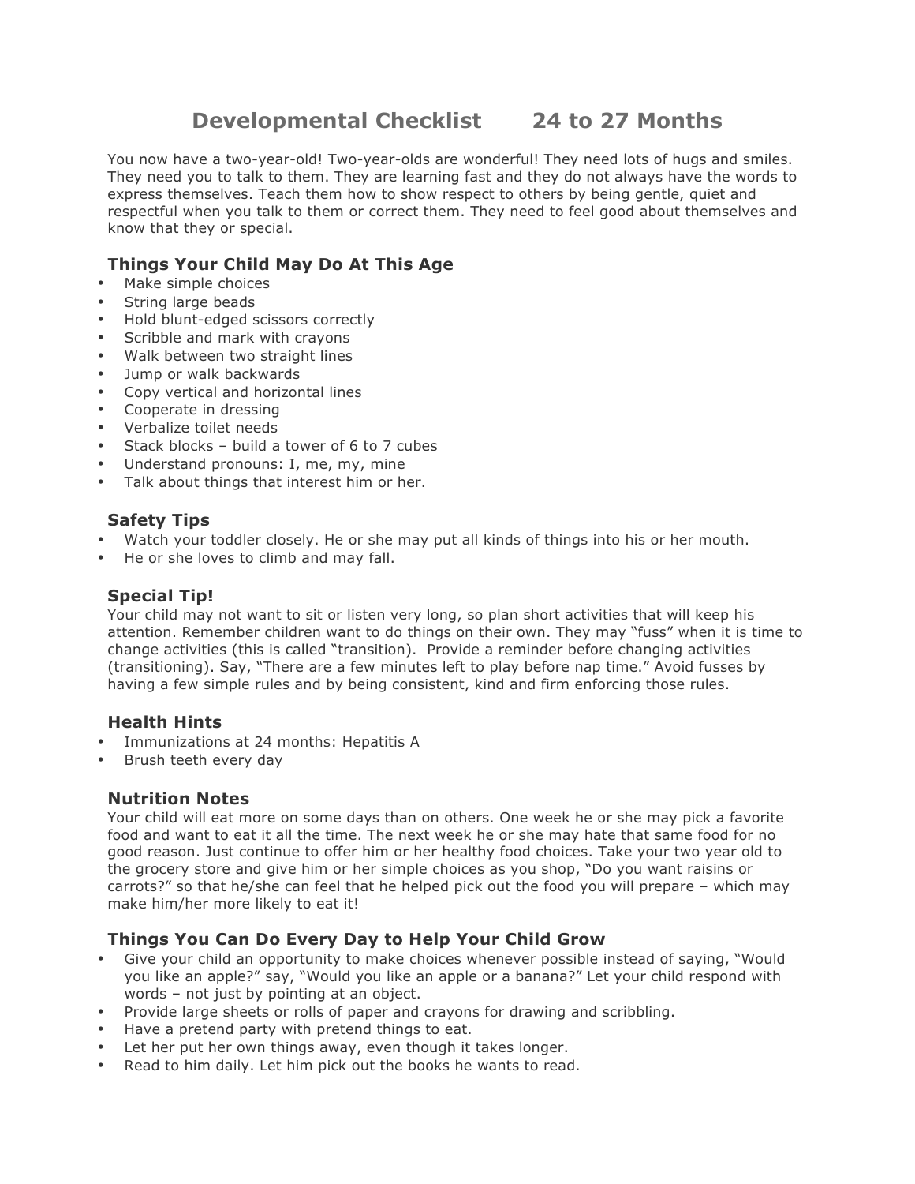# Developmental Checklist 24 to 27 Months

You now have a two-year-old! Two-year-olds are wonderful! They need lots of hugs and smiles. They need you to talk to them. They are learning fast and they do not always have the words to express themselves. Teach them how to show respect to others by being gentle, quiet and respectful when you talk to them or correct them. They need to feel good about themselves and know that they or special.

## Things Your Child May Do At This Age

- Make simple choices
- String large beads
- Hold blunt-edged scissors correctly
- Scribble and mark with crayons
- Walk between two straight lines
- Jump or walk backwards
- Copy vertical and horizontal lines
- Cooperate in dressing
- Verbalize toilet needs
- Stack blocks – build a tower of 6 to 7 cubes
- Understand pronouns: I, me, my, mine
- Talk about things that interest him or her.

## Safety Tips

- Watch your toddler closely. He or she may put all kinds of things into his or her mouth.
- He or she loves to climb and may fall.

## Special Tip!

Your child may not want to sit or listen very long, so plan short activities that will keep his attention. Remember children want to do things on their own. They may "fuss" when it is time to change activities (this is called "transition). Provide a reminder before changing activities (transitioning). Say, "There are a few minutes left to play before nap time." Avoid fusses by having a few simple rules and by being consistent, kind and firm enforcing those rules.

## Health Hints

- Immunizations at 24 months: Hepatitis A
- Brush teeth every day

## Nutrition Notes

Your child will eat more on some days than on others. One week he or she may pick a favorite food and want to eat it all the time. The next week he or she may hate that same food for no good reason. Just continue to offer him or her healthy food choices. Take your two year old to the grocery store and give him or her simple choices as you shop, "Do you want raisins or carrots?" so that he/she can feel that he helped pick out the food you will prepare – which may make him/her more likely to eat it!

## Things You Can Do Every Day to Help Your Child Grow

- Give your child an opportunity to make choices whenever possible instead of saying, "Would you like an apple?" say, "Would you like an apple or a banana?" Let your child respond with words – not just by pointing at an object.
- Provide large sheets or rolls of paper and crayons for drawing and scribbling.
- Have a pretend party with pretend things to eat.
- Let her put her own things away, even though it takes longer.
- Read to him daily. Let him pick out the books he wants to read.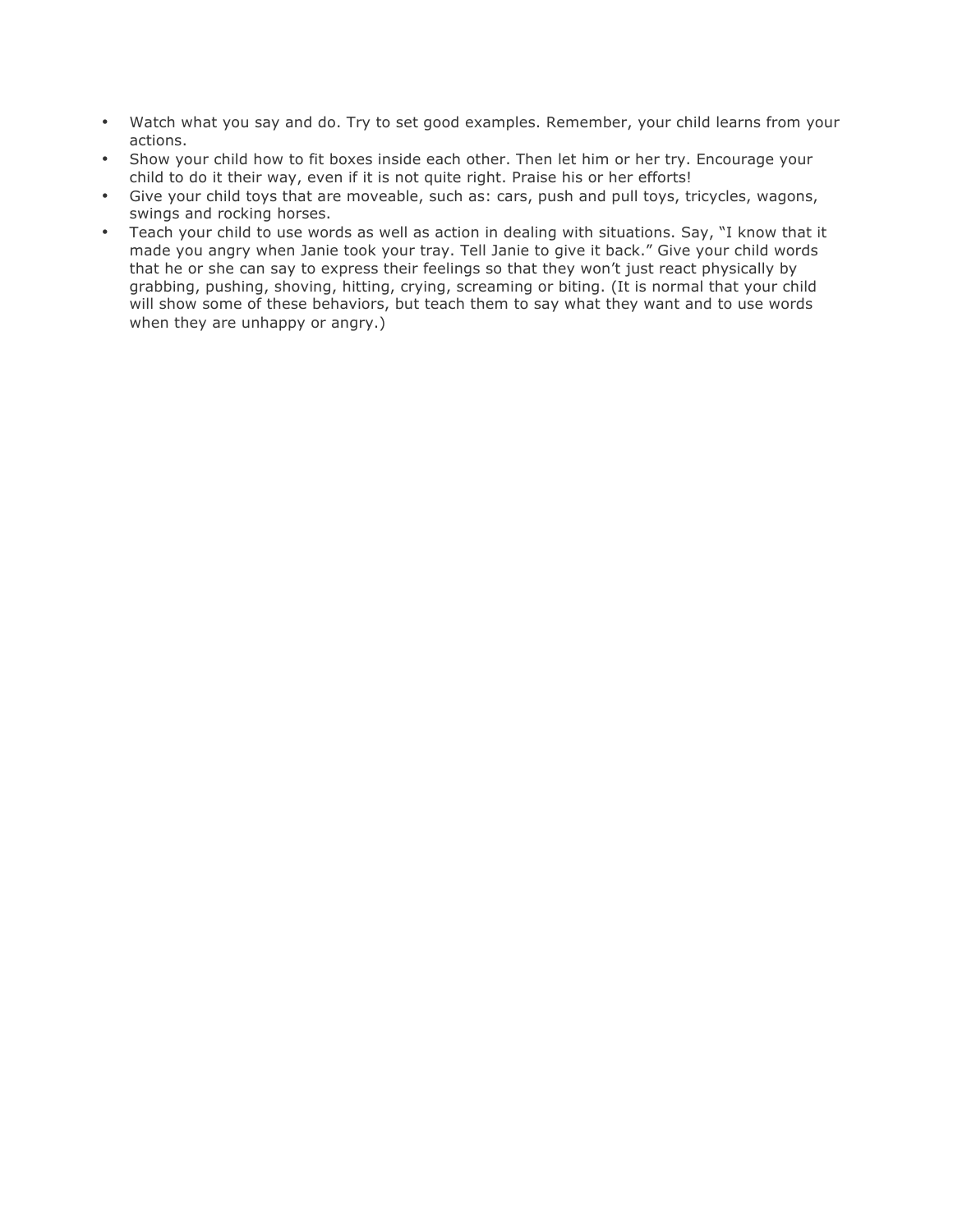- Watch what you say and do. Try to set good examples. Remember, your child learns from your actions.
- Show your child how to fit boxes inside each other. Then let him or her try. Encourage your child to do it their way, even if it is not quite right. Praise his or her efforts!
- Give your child toys that are moveable, such as: cars, push and pull toys, tricycles, wagons, swings and rocking horses.
- Teach your child to use words as well as action in dealing with situations. Say, "I know that it made you angry when Janie took your tray. Tell Janie to give it back." Give your child words that he or she can say to express their feelings so that they won't just react physically by grabbing, pushing, shoving, hitting, crying, screaming or biting. (It is normal that your child will show some of these behaviors, but teach them to say what they want and to use words when they are unhappy or angry.)